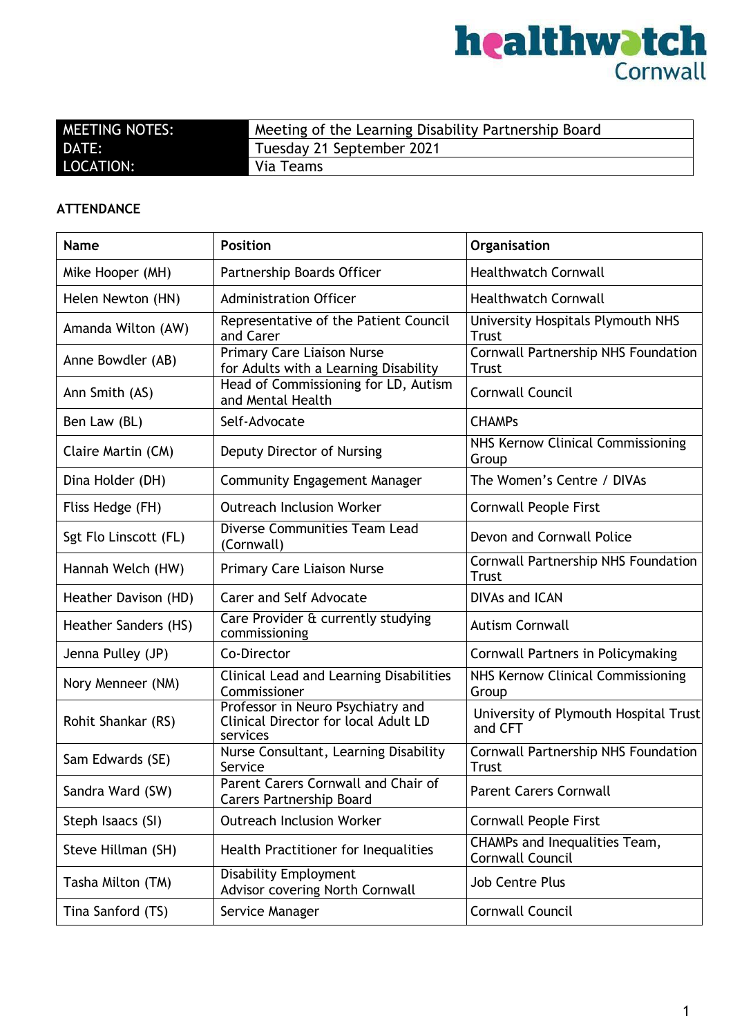| MEETING NOTES: | Meeting of the Learning Disability Partnership Board |
|---|---|
| DATE: | Tuesday 21 September 2021 |
| LOCATION: | Via Teams |

**ATTENDANCE**

| Name | Position | Organisation |
|---|---|---|
| Mike Hooper (MH) | Partnership Boards Officer | Healthwatch Cornwall |
| Helen Newton (HN) | Administration Officer | Healthwatch Cornwall |
| Amanda Wilton (AW) | Representative of the Patient Council and Carer | University Hospitals Plymouth NHS Trust |
| Anne Bowdler (AB) | Primary Care Liaison Nurse for Adults with a Learning Disability | Cornwall Partnership NHS Foundation Trust |
| Ann Smith (AS) | Head of Commissioning for LD, Autism and Mental Health | Cornwall Council |
| Ben Law (BL) | Self-Advocate | CHAMPs |
| Claire Martin (CM) | Deputy Director of Nursing | NHS Kernow Clinical Commissioning Group |
| Dina Holder (DH) | Community Engagement Manager | The Women's Centre / DIVAs |
| Fliss Hedge (FH) | Outreach Inclusion Worker | Cornwall People First |
| Sgt Flo Linscott (FL) | Diverse Communities Team Lead (Cornwall) | Devon and Cornwall Police |
| Hannah Welch (HW) | Primary Care Liaison Nurse | Cornwall Partnership NHS Foundation Trust |
| Heather Davison (HD) | Carer and Self Advocate | DIVAs and ICAN |
| Heather Sanders (HS) | Care Provider & currently studying commissioning | Autism Cornwall |
| Jenna Pulley (JP) | Co-Director | Cornwall Partners in Policymaking |
| Nory Menneer (NM) | Clinical Lead and Learning Disabilities Commissioner | NHS Kernow Clinical Commissioning Group |
| Rohit Shankar (RS) | Professor in Neuro Psychiatry and Clinical Director for local Adult LD services | University of Plymouth Hospital Trust and CFT |
| Sam Edwards (SE) | Nurse Consultant, Learning Disability Service | Cornwall Partnership NHS Foundation Trust |
| Sandra Ward (SW) | Parent Carers Cornwall and Chair of Carers Partnership Board | Parent Carers Cornwall |
| Steph Isaacs (SI) | Outreach Inclusion Worker | Cornwall People First |
| Steve Hillman (SH) | Health Practitioner for Inequalities | CHAMPs and Inequalities Team, Cornwall Council |
| Tasha Milton (TM) | Disability Employment Advisor covering North Cornwall | Job Centre Plus |
| Tina Sanford (TS) | Service Manager | Cornwall Council |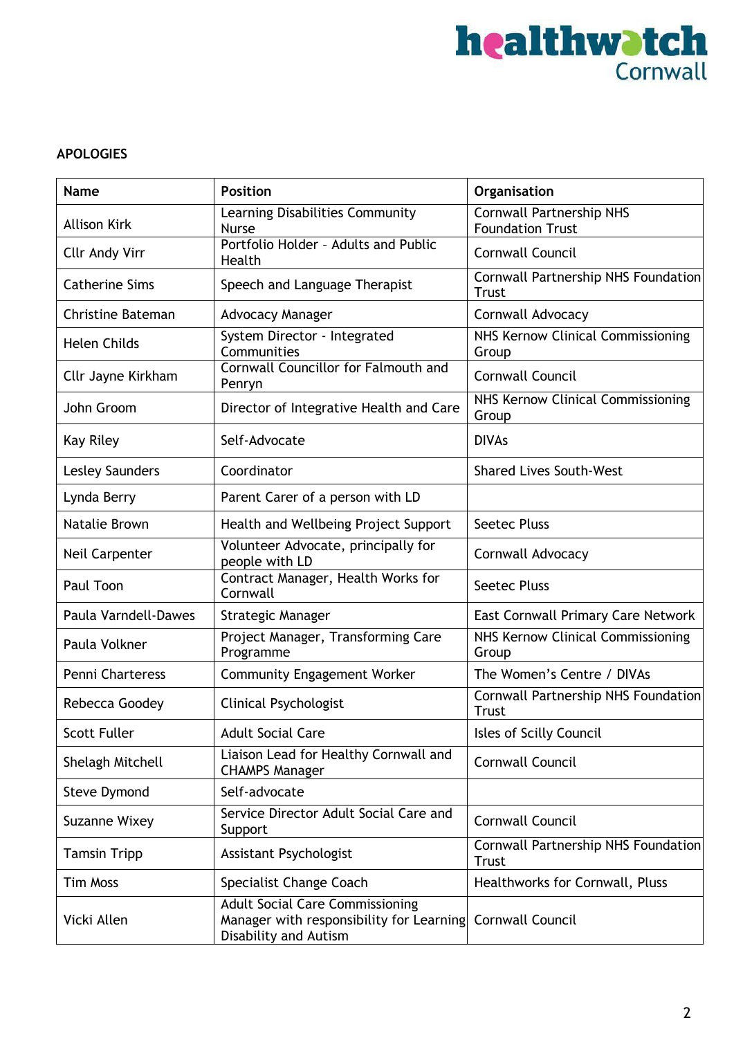**APOLOGIES**

| Name | Position | Organisation |
|---|---|---|
| Allison Kirk | Learning Disabilities Community Nurse | Cornwall Partnership NHS Foundation Trust |
| Cllr Andy Virr | Portfolio Holder – Adults and Public Health | Cornwall Council |
| Catherine Sims | Speech and Language Therapist | Cornwall Partnership NHS Foundation Trust |
| Christine Bateman | Advocacy Manager | Cornwall Advocacy |
| Helen Childs | System Director - Integrated Communities | NHS Kernow Clinical Commissioning Group |
| Cllr Jayne Kirkham | Cornwall Councillor for Falmouth and Penryn | Cornwall Council |
| John Groom | Director of Integrative Health and Care | NHS Kernow Clinical Commissioning Group |
| Kay Riley | Self-Advocate | DIVAs |
| Lesley Saunders | Coordinator | Shared Lives South-West |
| Lynda Berry | Parent Carer of a person with LD | |
| Natalie Brown | Health and Wellbeing Project Support | Seetec Pluss |
| Neil Carpenter | Volunteer Advocate, principally for people with LD | Cornwall Advocacy |
| Paul Toon | Contract Manager, Health Works for Cornwall | Seetec Pluss |
| Paula Varndell-Dawes | Strategic Manager | East Cornwall Primary Care Network |
| Paula Volkner | Project Manager, Transforming Care Programme | NHS Kernow Clinical Commissioning Group |
| Penni Charteress | Community Engagement Worker | The Women's Centre / DIVAs |
| Rebecca Goodey | Clinical Psychologist | Cornwall Partnership NHS Foundation Trust |
| Scott Fuller | Adult Social Care | Isles of Scilly Council |
| Shelagh Mitchell | Liaison Lead for Healthy Cornwall and CHAMPS Manager | Cornwall Council |
| Steve Dymond | Self-advocate | |
| Suzanne Wixey | Service Director Adult Social Care and Support | Cornwall Council |
| Tamsin Tripp | Assistant Psychologist | Cornwall Partnership NHS Foundation Trust |
| Tim Moss | Specialist Change Coach | Healthworks for Cornwall, Pluss |
| Vicki Allen | Adult Social Care Commissioning Manager with responsibility for Learning Disability and Autism | Cornwall Council |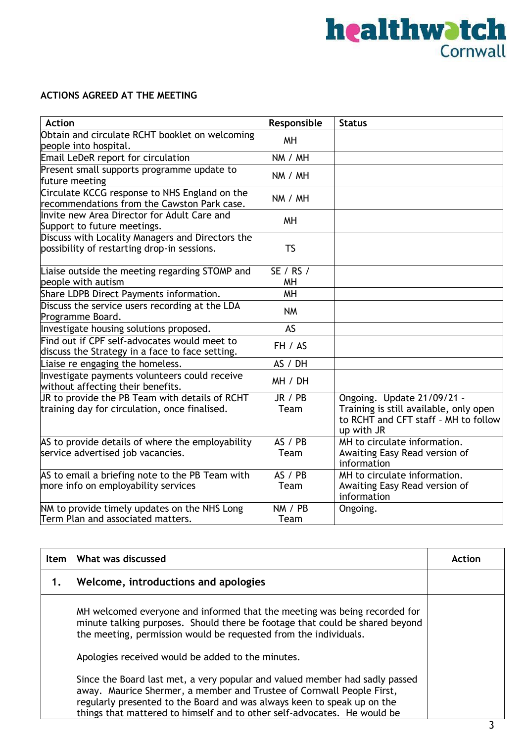**ACTIONS AGREED AT THE MEETING**

| Action | Responsible | Status |
|---|---|---|
| Obtain and circulate RCHT booklet on welcoming people into hospital. | MH | |
| Email LeDeR report for circulation | NM / MH | |
| Present small supports programme update to future meeting | NM / MH | |
| Circulate KCCG response to NHS England on the recommendations from the Cawston Park case. | NM / MH | |
| Invite new Area Director for Adult Care and Support to future meetings. | MH | |
| Discuss with Locality Managers and Directors the possibility of restarting drop-in sessions. | TS | |
| Liaise outside the meeting regarding STOMP and people with autism | SE / RS / MH | |
| Share LDPB Direct Payments information. | MH | |
| Discuss the service users recording at the LDA Programme Board. | NM | |
| Investigate housing solutions proposed. | AS | |
| Find out if CPF self-advocates would meet to discuss the Strategy in a face to face setting. | FH / AS | |
| Liaise re engaging the homeless. | AS / DH | |
| Investigate payments volunteers could receive without affecting their benefits. | MH / DH | |
| JR to provide the PB Team with details of RCHT training day for circulation, once finalised. | JR / PB Team | Ongoing. Update 21/09/21 – Training is still available, only open to RCHT and CFT staff – MH to follow up with JR |
| AS to provide details of where the employability service advertised job vacancies. | AS / PB Team | MH to circulate information. Awaiting Easy Read version of information |
| AS to email a briefing note to the PB Team with more info on employability services | AS / PB Team | MH to circulate information. Awaiting Easy Read version of information |
| NM to provide timely updates on the NHS Long Term Plan and associated matters. | NM / PB Team | Ongoing. |

| Item | What was discussed | Action |
|---|---|---|
| **1.** | **Welcome, introductions and apologies** | |
| | MH welcomed everyone and informed that the meeting was being recorded for minute talking purposes. Should there be footage that could be shared beyond the meeting, permission would be requested from the individuals.<br><br>Apologies received would be added to the minutes.<br><br>Since the Board last met, a very popular and valued member had sadly passed away. Maurice Shermer, a member and Trustee of Cornwall People First, regularly presented to the Board and was always keen to speak up on the things that mattered to himself and to other self-advocates. He would be | |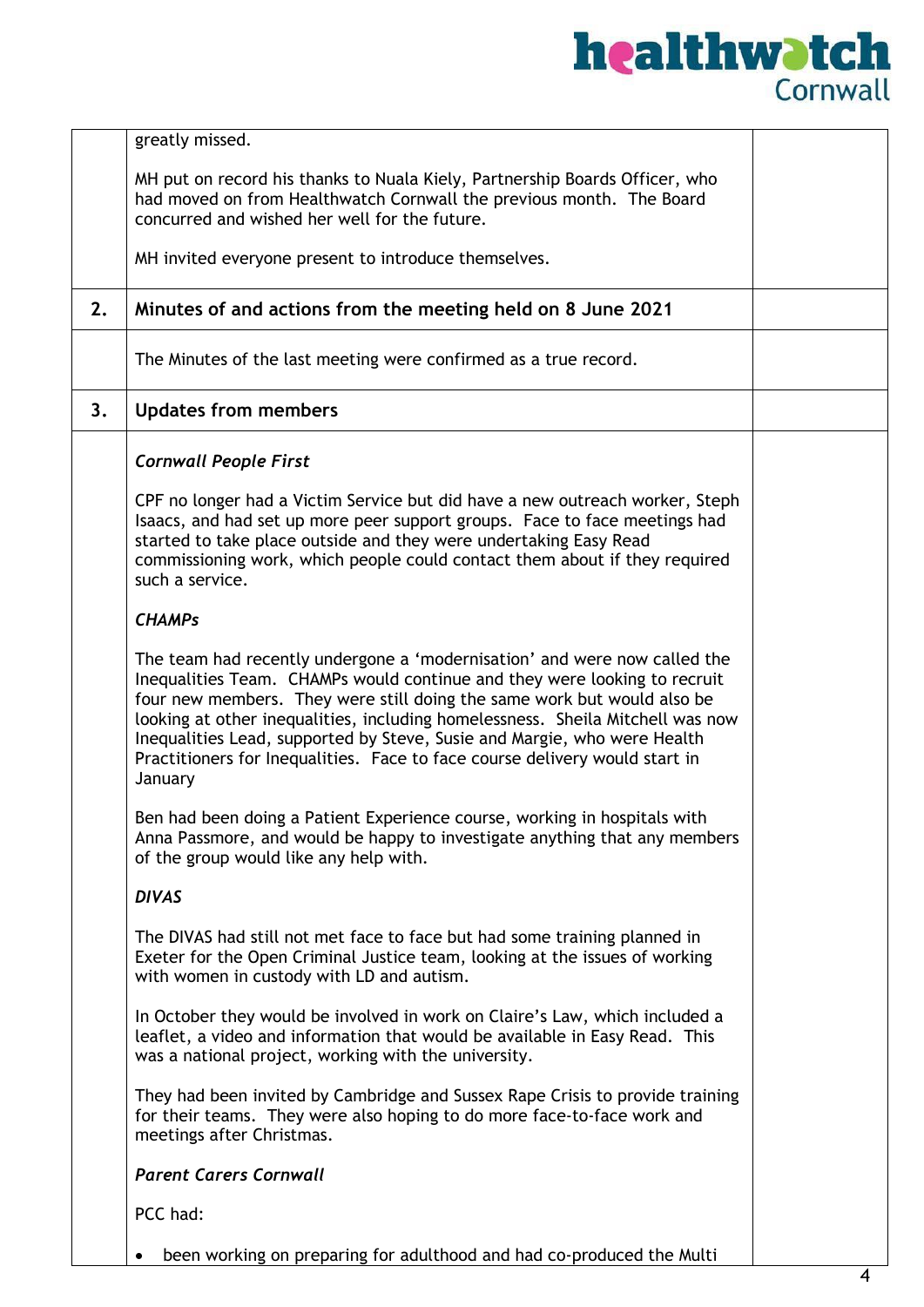| | | |
|---|---|---|
| | greatly missed.<br><br>MH put on record his thanks to Nuala Kiely, Partnership Boards Officer, who had moved on from Healthwatch Cornwall the previous month. The Board concurred and wished her well for the future.<br><br>MH invited everyone present to introduce themselves. | |
| **2.** | **Minutes of and actions from the meeting held on 8 June 2021** | |
| | The Minutes of the last meeting were confirmed as a true record. | |
| **3.** | **Updates from members** | |
| | ***Cornwall People First***<br><br>CPF no longer had a Victim Service but did have a new outreach worker, Steph Isaacs, and had set up more peer support groups. Face to face meetings had started to take place outside and they were undertaking Easy Read commissioning work, which people could contact them about if they required such a service.<br><br>***CHAMPs***<br><br>The team had recently undergone a 'modernisation' and were now called the Inequalities Team. CHAMPs would continue and they were looking to recruit four new members. They were still doing the same work but would also be looking at other inequalities, including homelessness. Sheila Mitchell was now Inequalities Lead, supported by Steve, Susie and Margie, who were Health Practitioners for Inequalities. Face to face course delivery would start in January<br><br>Ben had been doing a Patient Experience course, working in hospitals with Anna Passmore, and would be happy to investigate anything that any members of the group would like any help with.<br><br>***DIVAS***<br><br>The DIVAS had still not met face to face but had some training planned in Exeter for the Open Criminal Justice team, looking at the issues of working with women in custody with LD and autism.<br><br>In October they would be involved in work on Claire's Law, which included a leaflet, a video and information that would be available in Easy Read. This was a national project, working with the university.<br><br>They had been invited by Cambridge and Sussex Rape Crisis to provide training for their teams. They were also hoping to do more face-to-face work and meetings after Christmas.<br><br>***Parent Carers Cornwall***<br><br>PCC had:<br><br>• been working on preparing for adulthood and had co-produced the Multi | |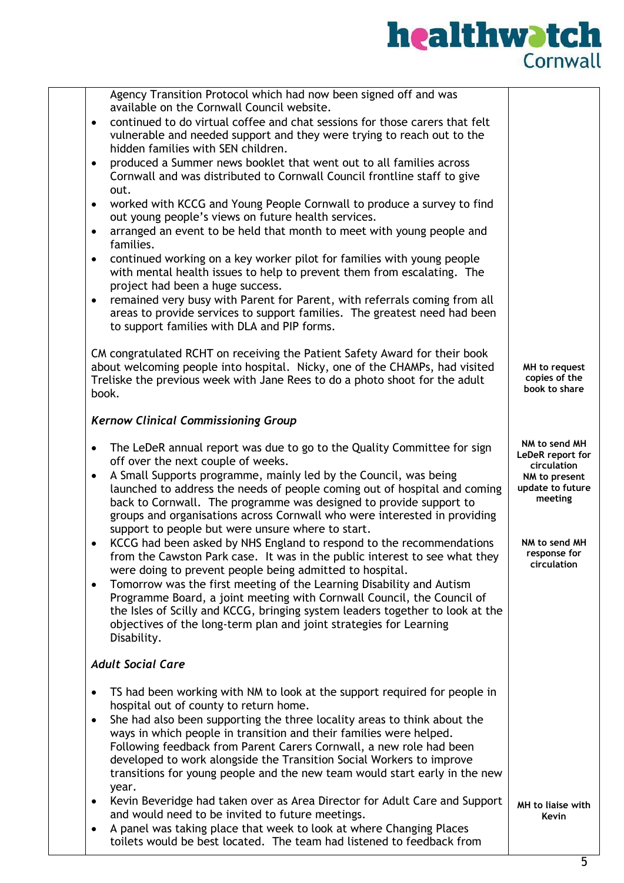| | | |
|---|---|---|
| | Agency Transition Protocol which had now been signed off and was available on the Cornwall Council website.<br>• continued to do virtual coffee and chat sessions for those carers that felt vulnerable and needed support and they were trying to reach out to the hidden families with SEN children.<br>• produced a Summer news booklet that went out to all families across Cornwall and was distributed to Cornwall Council frontline staff to give out.<br>• worked with KCCG and Young People Cornwall to produce a survey to find out young people's views on future health services.<br>• arranged an event to be held that month to meet with young people and families.<br>• continued working on a key worker pilot for families with young people with mental health issues to help to prevent them from escalating. The project had been a huge success.<br>• remained very busy with Parent for Parent, with referrals coming from all areas to provide services to support families. The greatest need had been to support families with DLA and PIP forms. | |
| | CM congratulated RCHT on receiving the Patient Safety Award for their book about welcoming people into hospital. Nicky, one of the CHAMPs, had visited Treliske the previous week with Jane Rees to do a photo shoot for the adult book. | **MH to request copies of the book to share** |
| | ***Kernow Clinical Commissioning Group*** | |
| | • The LeDeR annual report was due to go to the Quality Committee for sign off over the next couple of weeks.<br>• A Small Supports programme, mainly led by the Council, was being launched to address the needs of people coming out of hospital and coming back to Cornwall. The programme was designed to provide support to groups and organisations across Cornwall who were interested in providing support to people but were unsure where to start. | **NM to send MH LeDeR report for circulation**<br>**NM to present update to future meeting** |
| | • KCCG had been asked by NHS England to respond to the recommendations from the Cawston Park case. It was in the public interest to see what they were doing to prevent people being admitted to hospital.<br>• Tomorrow was the first meeting of the Learning Disability and Autism Programme Board, a joint meeting with Cornwall Council, the Council of the Isles of Scilly and KCCG, bringing system leaders together to look at the objectives of the long-term plan and joint strategies for Learning Disability. | **NM to send MH response for circulation** |
| | ***Adult Social Care*** | |
| | • TS had been working with NM to look at the support required for people in hospital out of county to return home.<br>• She had also been supporting the three locality areas to think about the ways in which people in transition and their families were helped. Following feedback from Parent Carers Cornwall, a new role had been developed to work alongside the Transition Social Workers to improve transitions for young people and the new team would start early in the new year. | |
| | • Kevin Beveridge had taken over as Area Director for Adult Care and Support and would need to be invited to future meetings. | **MH to liaise with Kevin** |
| | • A panel was taking place that week to look at where Changing Places toilets would be best located. The team had listened to feedback from | |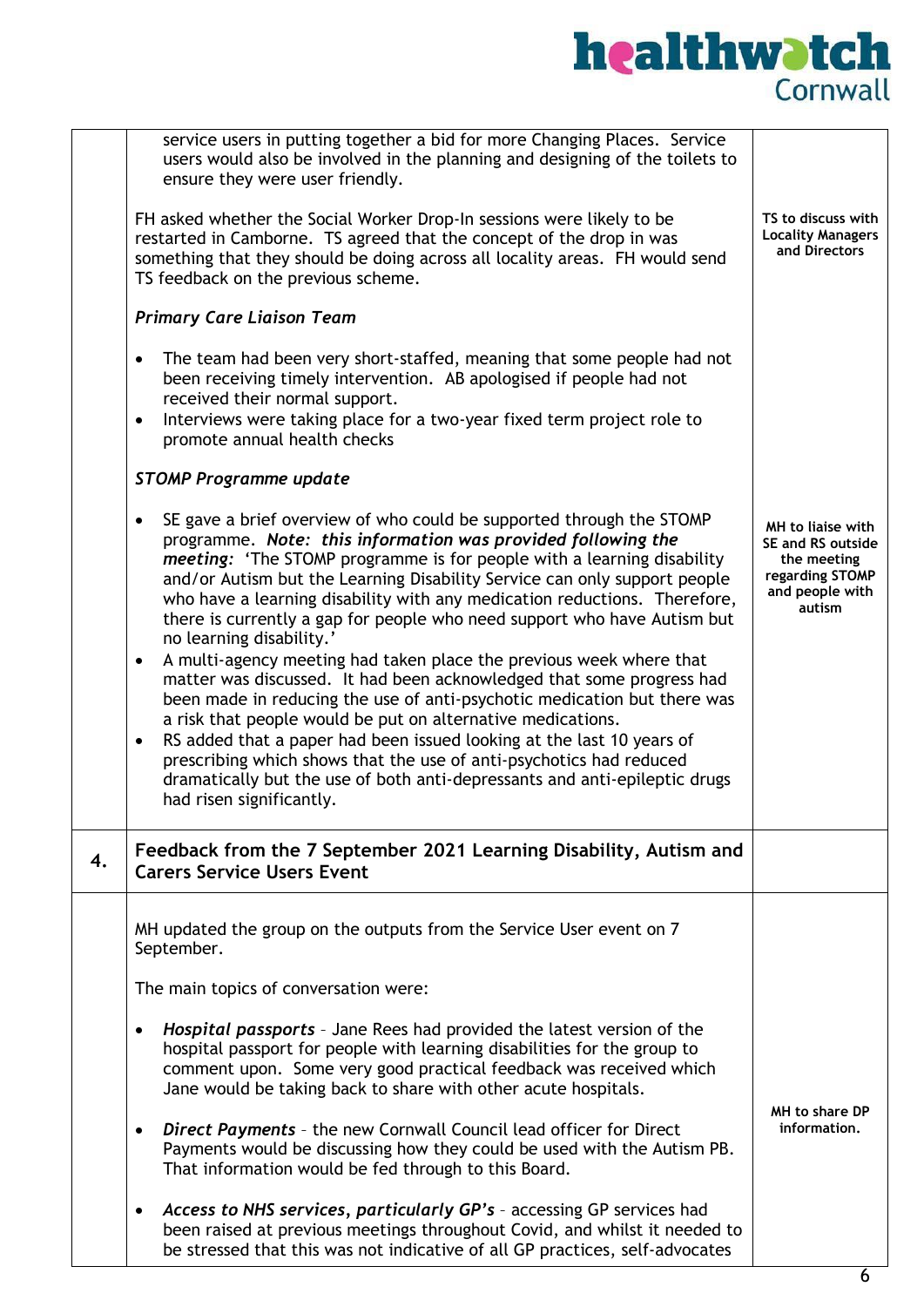| | | |
|---|---|---|
| | service users in putting together a bid for more Changing Places. Service users would also be involved in the planning and designing of the toilets to ensure they were user friendly.<br><br>FH asked whether the Social Worker Drop-In sessions were likely to be restarted in Camborne. TS agreed that the concept of the drop in was something that they should be doing across all locality areas. FH would send TS feedback on the previous scheme.<br><br>***Primary Care Liaison Team***<br><br>• The team had been very short-staffed, meaning that some people had not been receiving timely intervention. AB apologised if people had not received their normal support.<br>• Interviews were taking place for a two-year fixed term project role to promote annual health checks<br><br>***STOMP Programme update***<br><br>• SE gave a brief overview of who could be supported through the STOMP programme. ***Note: this information was provided following the meeting:*** 'The STOMP programme is for people with a learning disability and/or Autism but the Learning Disability Service can only support people who have a learning disability with any medication reductions. Therefore, there is currently a gap for people who need support who have Autism but no learning disability.'<br>• A multi-agency meeting had taken place the previous week where that matter was discussed. It had been acknowledged that some progress had been made in reducing the use of anti-psychotic medication but there was a risk that people would be put on alternative medications.<br>• RS added that a paper had been issued looking at the last 10 years of prescribing which shows that the use of anti-psychotics had reduced dramatically but the use of both anti-depressants and anti-epileptic drugs had risen significantly. | **TS to discuss with Locality Managers and Directors**<br><br>**MH to liaise with SE and RS outside the meeting regarding STOMP and people with autism** |
| **4.** | **Feedback from the 7 September 2021 Learning Disability, Autism and Carers Service Users Event** | |
| | MH updated the group on the outputs from the Service User event on 7 September.<br><br>The main topics of conversation were:<br><br>• ***Hospital passports*** – Jane Rees had provided the latest version of the hospital passport for people with learning disabilities for the group to comment upon. Some very good practical feedback was received which Jane would be taking back to share with other acute hospitals.<br><br>• ***Direct Payments*** – the new Cornwall Council lead officer for Direct Payments would be discussing how they could be used with the Autism PB. That information would be fed through to this Board.<br><br>• ***Access to NHS services, particularly GP's*** – accessing GP services had been raised at previous meetings throughout Covid, and whilst it needed to be stressed that this was not indicative of all GP practices, self-advocates | **MH to share DP information.** |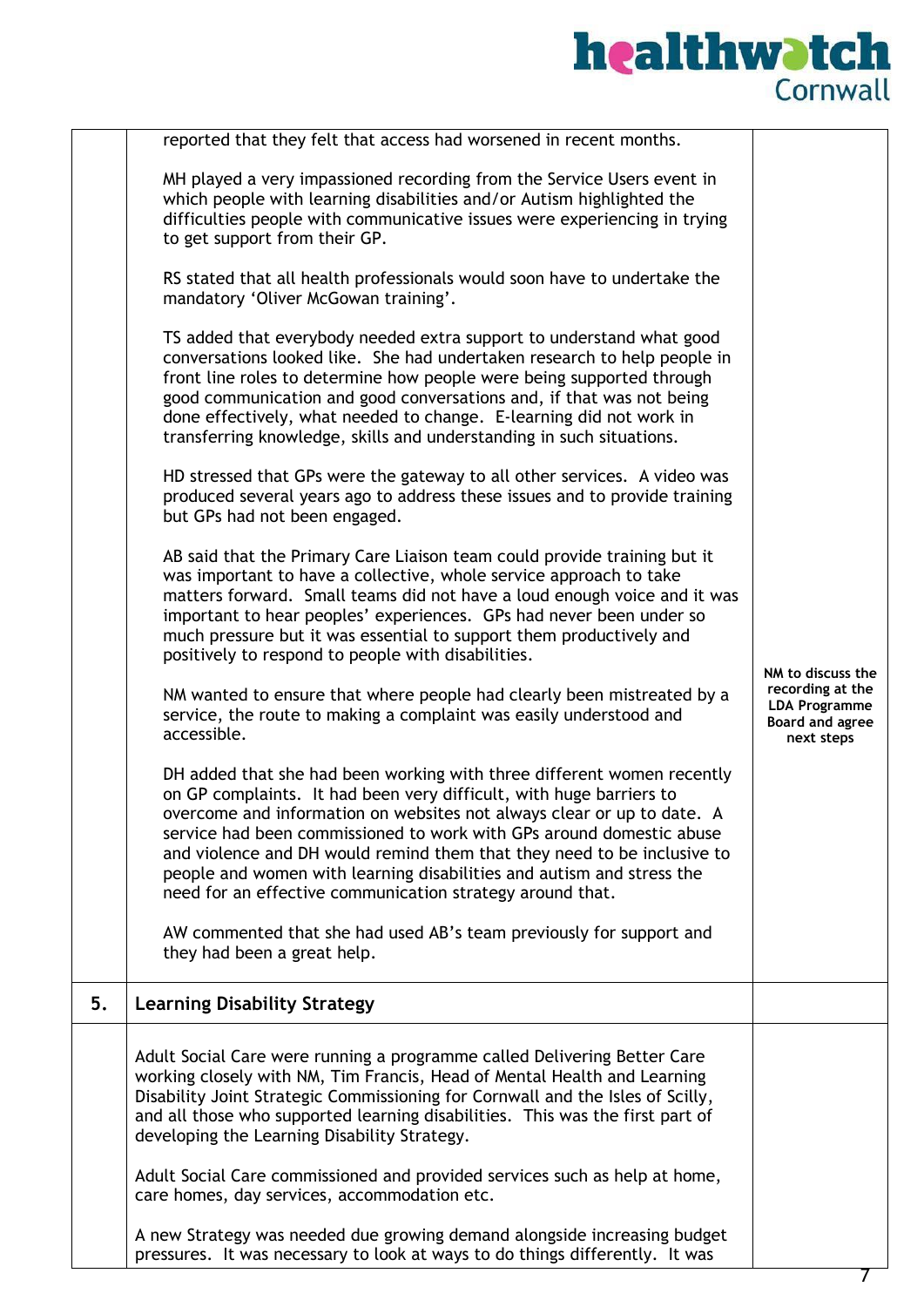| | | |
|---|---|---|
| | reported that they felt that access had worsened in recent months.<br><br>MH played a very impassioned recording from the Service Users event in which people with learning disabilities and/or Autism highlighted the difficulties people with communicative issues were experiencing in trying to get support from their GP.<br><br>RS stated that all health professionals would soon have to undertake the mandatory 'Oliver McGowan training'.<br><br>TS added that everybody needed extra support to understand what good conversations looked like. She had undertaken research to help people in front line roles to determine how people were being supported through good communication and good conversations and, if that was not being done effectively, what needed to change. E-learning did not work in transferring knowledge, skills and understanding in such situations.<br><br>HD stressed that GPs were the gateway to all other services. A video was produced several years ago to address these issues and to provide training but GPs had not been engaged.<br><br>AB said that the Primary Care Liaison team could provide training but it was important to have a collective, whole service approach to take matters forward. Small teams did not have a loud enough voice and it was important to hear peoples' experiences. GPs had never been under so much pressure but it was essential to support them productively and positively to respond to people with disabilities.<br><br>NM wanted to ensure that where people had clearly been mistreated by a service, the route to making a complaint was easily understood and accessible.<br><br>DH added that she had been working with three different women recently on GP complaints. It had been very difficult, with huge barriers to overcome and information on websites not always clear or up to date. A service had been commissioned to work with GPs around domestic abuse and violence and DH would remind them that they need to be inclusive to people and women with learning disabilities and autism and stress the need for an effective communication strategy around that.<br><br>AW commented that she had used AB's team previously for support and they had been a great help. | **NM to discuss the recording at the LDA Programme Board and agree next steps** |
| **5.** | **Learning Disability Strategy** | |
| | Adult Social Care were running a programme called Delivering Better Care working closely with NM, Tim Francis, Head of Mental Health and Learning Disability Joint Strategic Commissioning for Cornwall and the Isles of Scilly, and all those who supported learning disabilities. This was the first part of developing the Learning Disability Strategy.<br><br>Adult Social Care commissioned and provided services such as help at home, care homes, day services, accommodation etc.<br><br>A new Strategy was needed due growing demand alongside increasing budget pressures. It was necessary to look at ways to do things differently. It was | |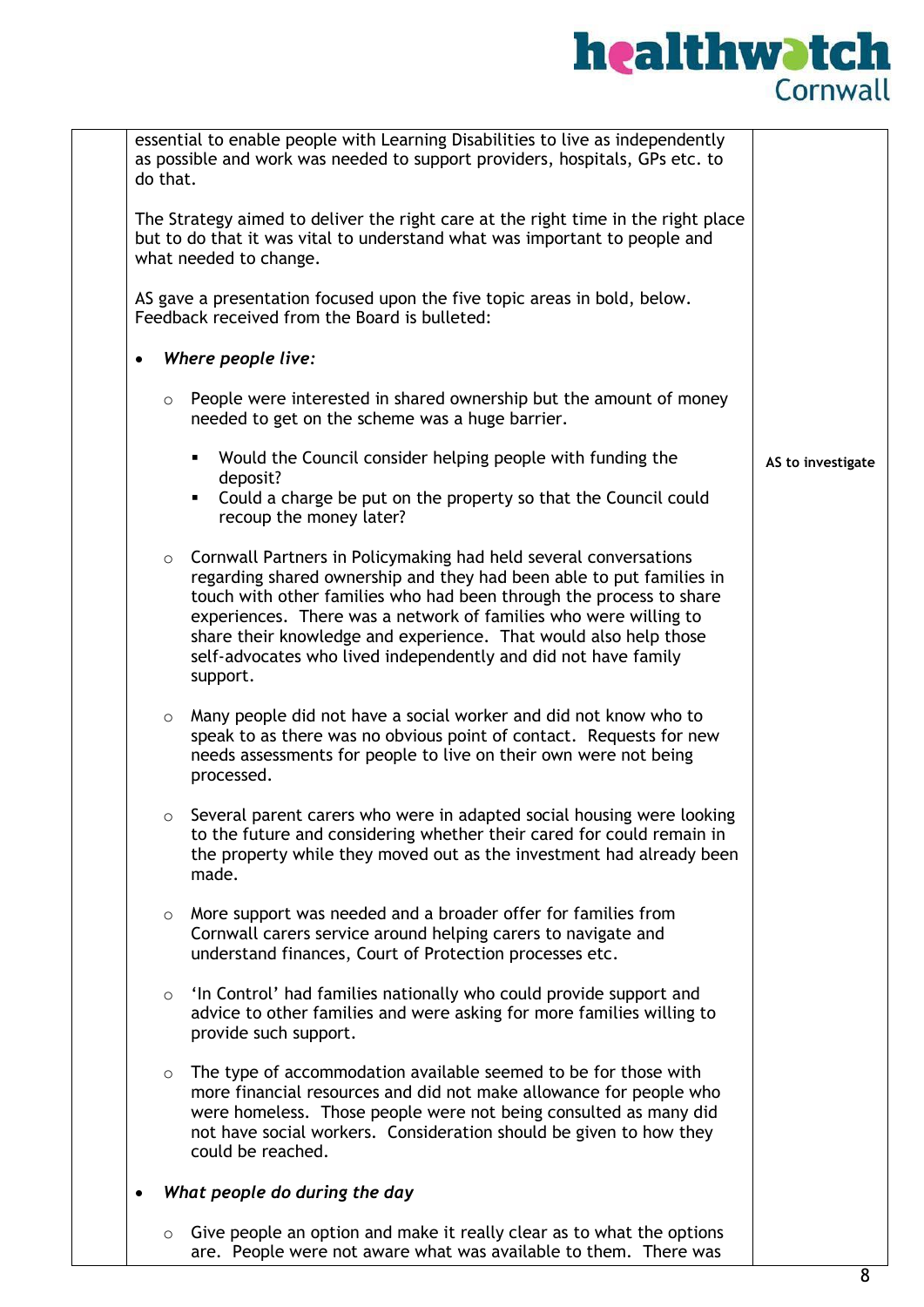| | | |
|---|---|---|
| | essential to enable people with Learning Disabilities to live as independently as possible and work was needed to support providers, hospitals, GPs etc. to do that.<br><br>The Strategy aimed to deliver the right care at the right time in the right place but to do that it was vital to understand what was important to people and what needed to change.<br><br>AS gave a presentation focused upon the five topic areas in bold, below. Feedback received from the Board is bulleted:<br><br>• ***Where people live:***<br><br>○ People were interested in shared ownership but the amount of money needed to get on the scheme was a huge barrier.<br><br>▪ Would the Council consider helping people with funding the deposit?<br>▪ Could a charge be put on the property so that the Council could recoup the money later? | **AS to investigate** |
| | ○ Cornwall Partners in Policymaking had held several conversations regarding shared ownership and they had been able to put families in touch with other families who had been through the process to share experiences. There was a network of families who were willing to share their knowledge and experience. That would also help those self-advocates who lived independently and did not have family support.<br><br>○ Many people did not have a social worker and did not know who to speak to as there was no obvious point of contact. Requests for new needs assessments for people to live on their own were not being processed.<br><br>○ Several parent carers who were in adapted social housing were looking to the future and considering whether their cared for could remain in the property while they moved out as the investment had already been made.<br><br>○ More support was needed and a broader offer for families from Cornwall carers service around helping carers to navigate and understand finances, Court of Protection processes etc.<br><br>○ 'In Control' had families nationally who could provide support and advice to other families and were asking for more families willing to provide such support.<br><br>○ The type of accommodation available seemed to be for those with more financial resources and did not make allowance for people who were homeless. Those people were not being consulted as many did not have social workers. Consideration should be given to how they could be reached.<br><br>• ***What people do during the day***<br><br>○ Give people an option and make it really clear as to what the options are. People were not aware what was available to them. There was | |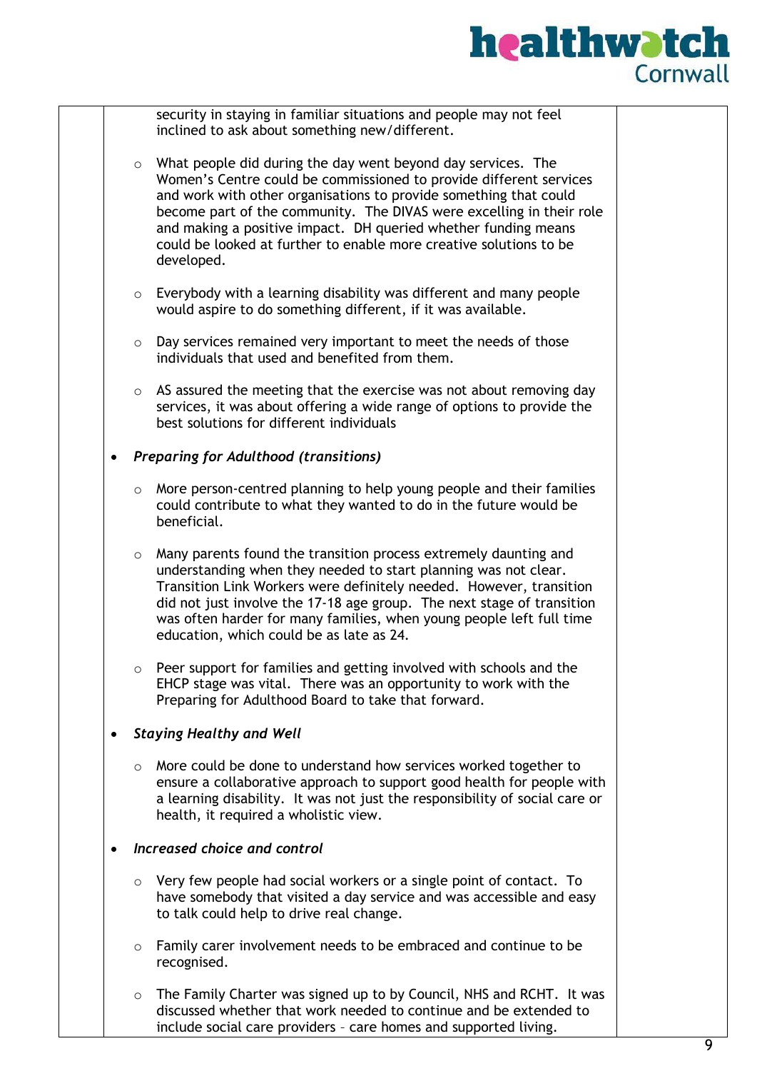security in staying in familiar situations and people may not feel inclined to ask about something new/different.

  - What people did during the day went beyond day services. The Women's Centre could be commissioned to provide different services and work with other organisations to provide something that could become part of the community. The DIVAS were excelling in their role and making a positive impact. DH queried whether funding means could be looked at further to enable more creative solutions to be developed.
  - Everybody with a learning disability was different and many people would aspire to do something different, if it was available.
  - Day services remained very important to meet the needs of those individuals that used and benefited from them.
  - AS assured the meeting that the exercise was not about removing day services, it was about offering a wide range of options to provide the best solutions for different individuals

- *Preparing for Adulthood (transitions)*
  - More person-centred planning to help young people and their families could contribute to what they wanted to do in the future would be beneficial.
  - Many parents found the transition process extremely daunting and understanding when they needed to start planning was not clear. Transition Link Workers were definitely needed. However, transition did not just involve the 17-18 age group. The next stage of transition was often harder for many families, when young people left full time education, which could be as late as 24.
  - Peer support for families and getting involved with schools and the EHCP stage was vital. There was an opportunity to work with the Preparing for Adulthood Board to take that forward.

- *Staying Healthy and Well*
  - More could be done to understand how services worked together to ensure a collaborative approach to support good health for people with a learning disability. It was not just the responsibility of social care or health, it required a wholistic view.

- *Increased choice and control*
  - Very few people had social workers or a single point of contact. To have somebody that visited a day service and was accessible and easy to talk could help to drive real change.
  - Family carer involvement needs to be embraced and continue to be recognised.
  - The Family Charter was signed up to by Council, NHS and RCHT. It was discussed whether that work needed to continue and be extended to include social care providers – care homes and supported living.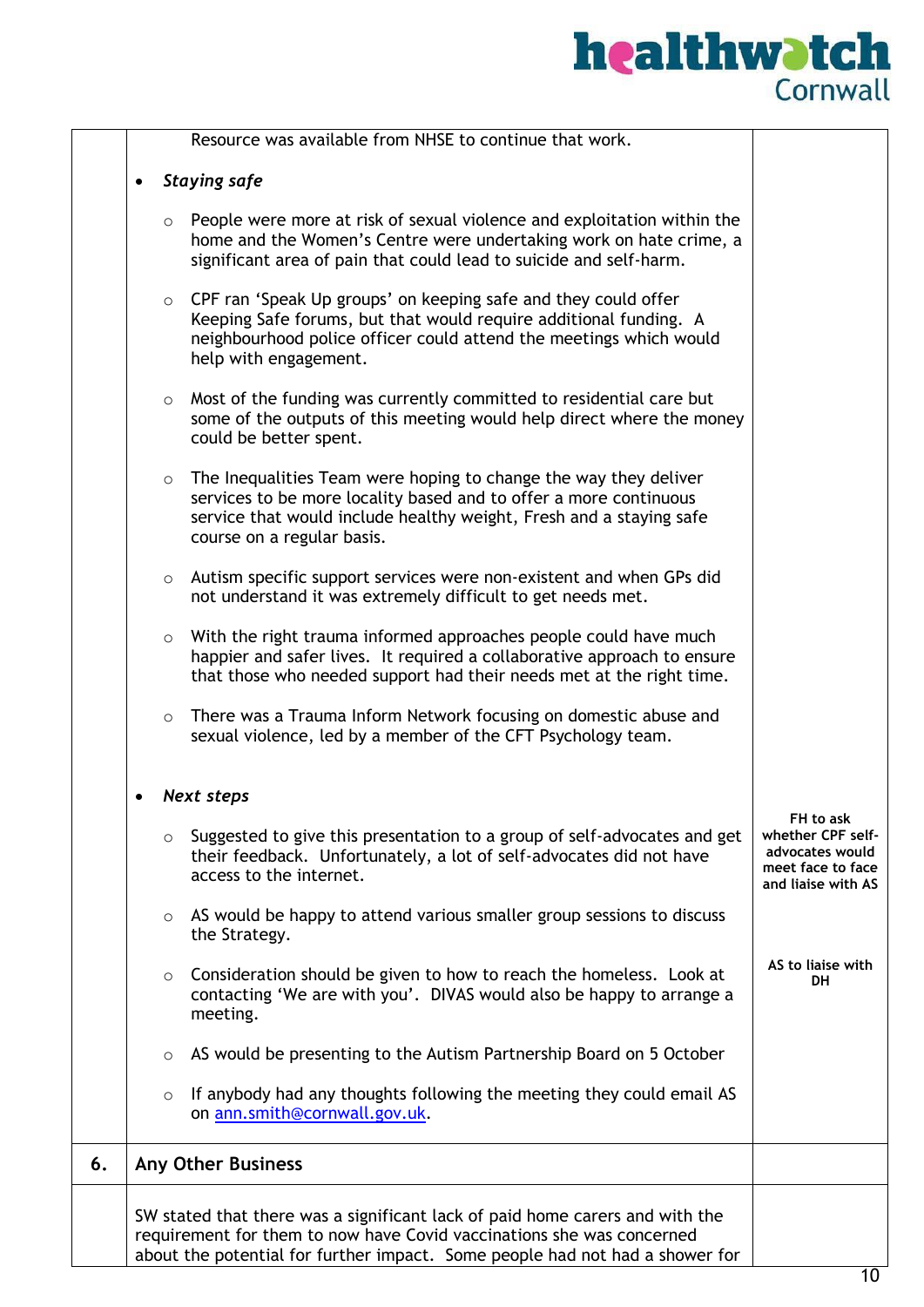| | | |
|---|---|---|
| | Resource was available from NHSE to continue that work.<br><br>• ***Staying safe***<br><br>○ People were more at risk of sexual violence and exploitation within the home and the Women's Centre were undertaking work on hate crime, a significant area of pain that could lead to suicide and self-harm.<br><br>○ CPF ran 'Speak Up groups' on keeping safe and they could offer Keeping Safe forums, but that would require additional funding. A neighbourhood police officer could attend the meetings which would help with engagement.<br><br>○ Most of the funding was currently committed to residential care but some of the outputs of this meeting would help direct where the money could be better spent.<br><br>○ The Inequalities Team were hoping to change the way they deliver services to be more locality based and to offer a more continuous service that would include healthy weight, Fresh and a staying safe course on a regular basis.<br><br>○ Autism specific support services were non-existent and when GPs did not understand it was extremely difficult to get needs met.<br><br>○ With the right trauma informed approaches people could have much happier and safer lives. It required a collaborative approach to ensure that those who needed support had their needs met at the right time.<br><br>○ There was a Trauma Inform Network focusing on domestic abuse and sexual violence, led by a member of the CFT Psychology team.<br><br>• ***Next steps***<br><br>○ Suggested to give this presentation to a group of self-advocates and get their feedback. Unfortunately, a lot of self-advocates did not have access to the internet.<br><br>○ AS would be happy to attend various smaller group sessions to discuss the Strategy.<br><br>○ Consideration should be given to how to reach the homeless. Look at contacting 'We are with you'. DIVAS would also be happy to arrange a meeting.<br><br>○ AS would be presenting to the Autism Partnership Board on 5 October<br><br>○ If anybody had any thoughts following the meeting they could email AS on ann.smith@cornwall.gov.uk. | **FH to ask whether CPF self-advocates would meet face to face and liaise with AS**<br><br>**AS to liaise with DH** |
| **6.** | **Any Other Business** | |
| | SW stated that there was a significant lack of paid home carers and with the requirement for them to now have Covid vaccinations she was concerned about the potential for further impact. Some people had not had a shower for | |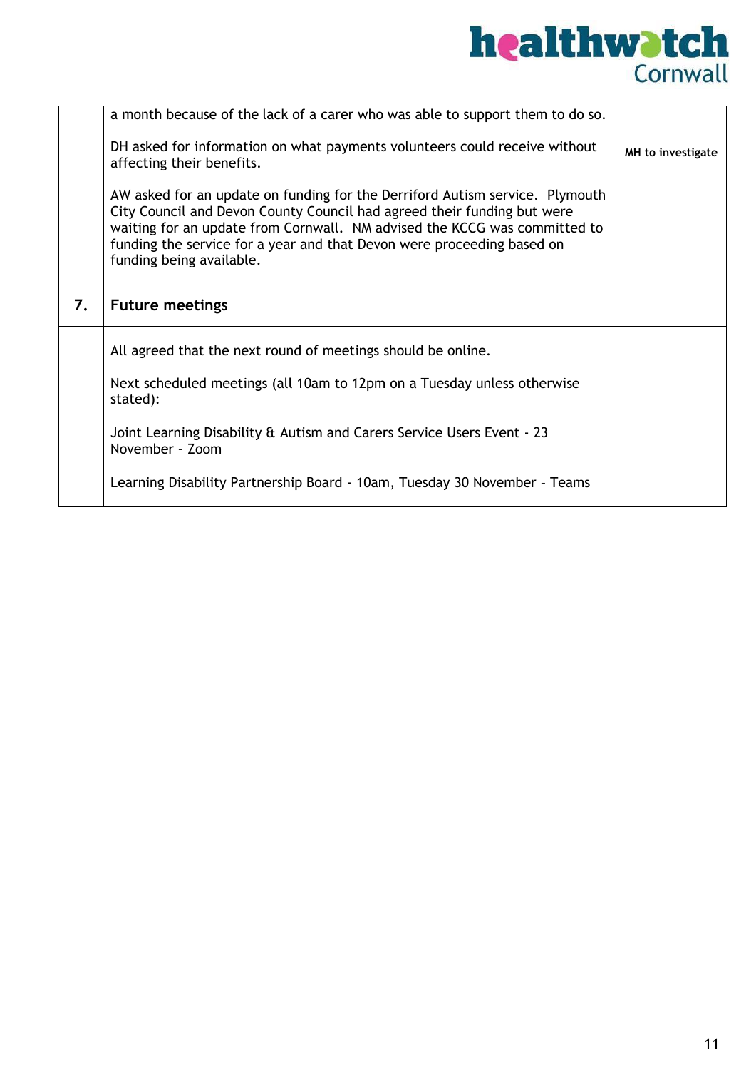| | | |
|---|---|---|
| | a month because of the lack of a carer who was able to support them to do so.<br><br>DH asked for information on what payments volunteers could receive without affecting their benefits.<br><br>AW asked for an update on funding for the Derriford Autism service. Plymouth City Council and Devon County Council had agreed their funding but were waiting for an update from Cornwall. NM advised the KCCG was committed to funding the service for a year and that Devon were proceeding based on funding being available. | **MH to investigate** |
| **7.** | **Future meetings** | |
| | All agreed that the next round of meetings should be online.<br><br>Next scheduled meetings (all 10am to 12pm on a Tuesday unless otherwise stated):<br><br>Joint Learning Disability & Autism and Carers Service Users Event - 23 November – Zoom<br><br>Learning Disability Partnership Board - 10am, Tuesday 30 November – Teams | |